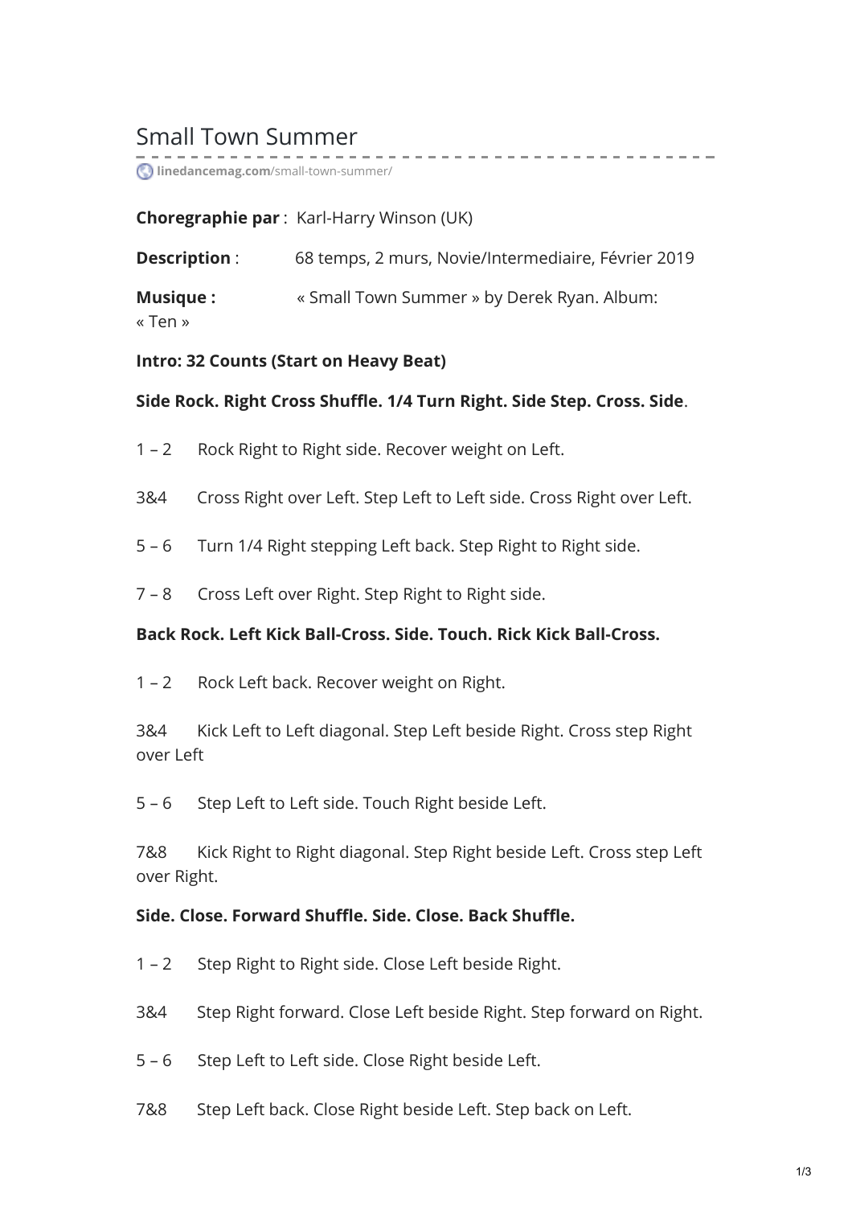# Small Town Summer

linedancemag.com/small-town-summer/

**Choregraphie par** : Karl-Harry Winson (UK)

**Description** : 68 temps, 2 murs, Novie/Intermediaire, Février 2019

**Musique :** « Small Town Summer » by Derek Ryan. Album: « Ten »

**Intro: 32 Counts (Start on Heavy Beat)**

**Side Rock. Right Cross Shuffle. 1/4 Turn Right. Side Step. Cross. Side**.

1 – 2 Rock Right to Right side. Recover weight on Left.

3&4 Cross Right over Left. Step Left to Left side. Cross Right over Left.

5 – 6 Turn 1/4 Right stepping Left back. Step Right to Right side.

7 – 8 Cross Left over Right. Step Right to Right side.

**Back Rock. Left Kick Ball-Cross. Side. Touch. Rick Kick Ball-Cross.**

1 – 2 Rock Left back. Recover weight on Right.

3&4 Kick Left to Left diagonal. Step Left beside Right. Cross step Right over Left

5 – 6 Step Left to Left side. Touch Right beside Left.

7&8 Kick Right to Right diagonal. Step Right beside Left. Cross step Left over Right.

**Side. Close. Forward Shuffle. Side. Close. Back Shuffle.**

1 – 2 Step Right to Right side. Close Left beside Right.

3&4 Step Right forward. Close Left beside Right. Step forward on Right.

5 – 6 Step Left to Left side. Close Right beside Left.

7&8 Step Left back. Close Right beside Left. Step back on Left.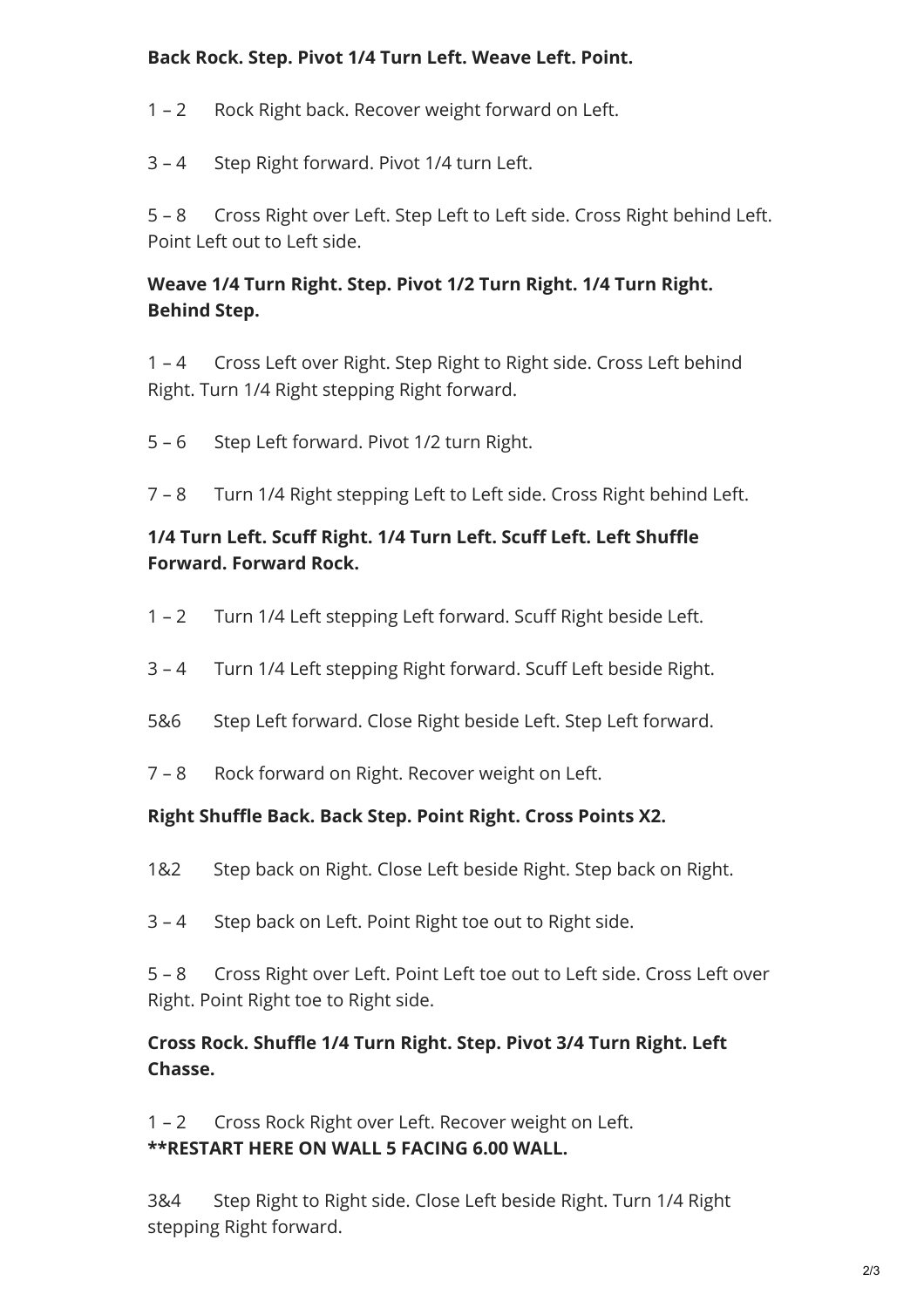**Back Rock. Step. Pivot 1/4 Turn Left. Weave Left. Point.**

1 – 2  Rock Right back. Recover weight forward on Left.

3 – 4  Step Right forward. Pivot 1/4 turn Left.

5 – 8  Cross Right over Left. Step Left to Left side. Cross Right behind Left. Point Left out to Left side.

**Weave 1/4 Turn Right. Step. Pivot 1/2 Turn Right. 1/4 Turn Right. Behind Step.**

1 – 4  Cross Left over Right. Step Right to Right side. Cross Left behind Right. Turn 1/4 Right stepping Right forward.

5 – 6  Step Left forward. Pivot 1/2 turn Right.

7 – 8  Turn 1/4 Right stepping Left to Left side. Cross Right behind Left.

**1/4 Turn Left. Scuff Right. 1/4 Turn Left. Scuff Left. Left Shuffle Forward. Forward Rock.**

1 – 2  Turn 1/4 Left stepping Left forward. Scuff Right beside Left.

3 – 4  Turn 1/4 Left stepping Right forward. Scuff Left beside Right.

5&6  Step Left forward. Close Right beside Left. Step Left forward.

7 – 8  Rock forward on Right. Recover weight on Left.

**Right Shuffle Back. Back Step. Point Right. Cross Points X2.**

1&2  Step back on Right. Close Left beside Right. Step back on Right.

3 – 4  Step back on Left. Point Right toe out to Right side.

5 – 8  Cross Right over Left. Point Left toe out to Left side. Cross Left over Right. Point Right toe to Right side.

**Cross Rock. Shuffle 1/4 Turn Right. Step. Pivot 3/4 Turn Right. Left Chasse.**

1 – 2  Cross Rock Right over Left. Recover weight on Left.
**\*\*RESTART HERE ON WALL 5 FACING 6.00 WALL.**

3&4  Step Right to Right side. Close Left beside Right. Turn 1/4 Right stepping Right forward.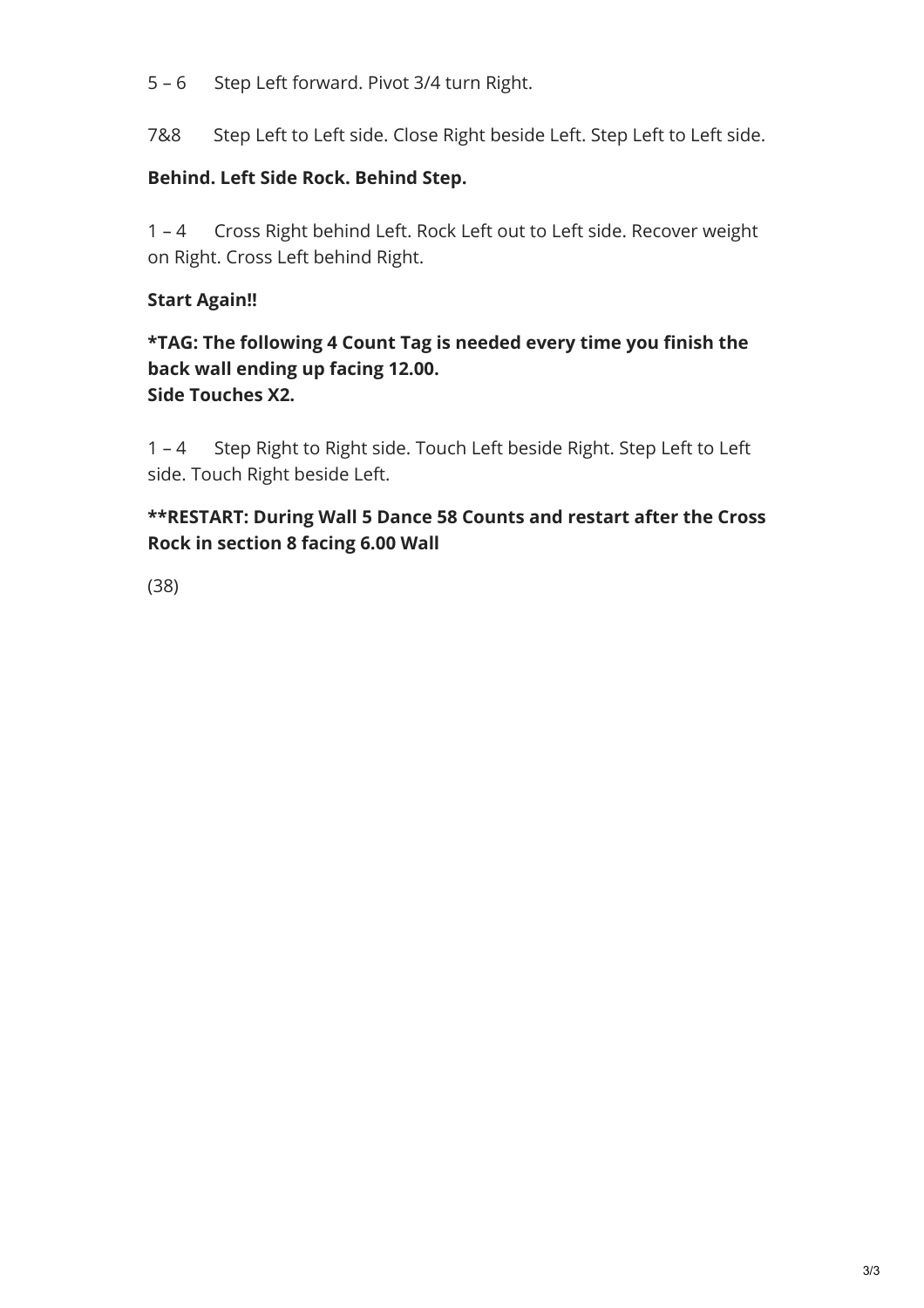5 – 6 Step Left forward. Pivot 3/4 turn Right.

7&8 Step Left to Left side. Close Right beside Left. Step Left to Left side.

**Behind. Left Side Rock. Behind Step.**

1 – 4 Cross Right behind Left. Rock Left out to Left side. Recover weight on Right. Cross Left behind Right.

**Start Again!!**

***TAG: The following 4 Count Tag is needed every time you finish the back wall ending up facing 12.00.**
**Side Touches X2.**

1 – 4 Step Right to Right side. Touch Left beside Right. Step Left to Left side. Touch Right beside Left.

****RESTART: During Wall 5 Dance 58 Counts and restart after the Cross Rock in section 8 facing 6.00 Wall**

(38)